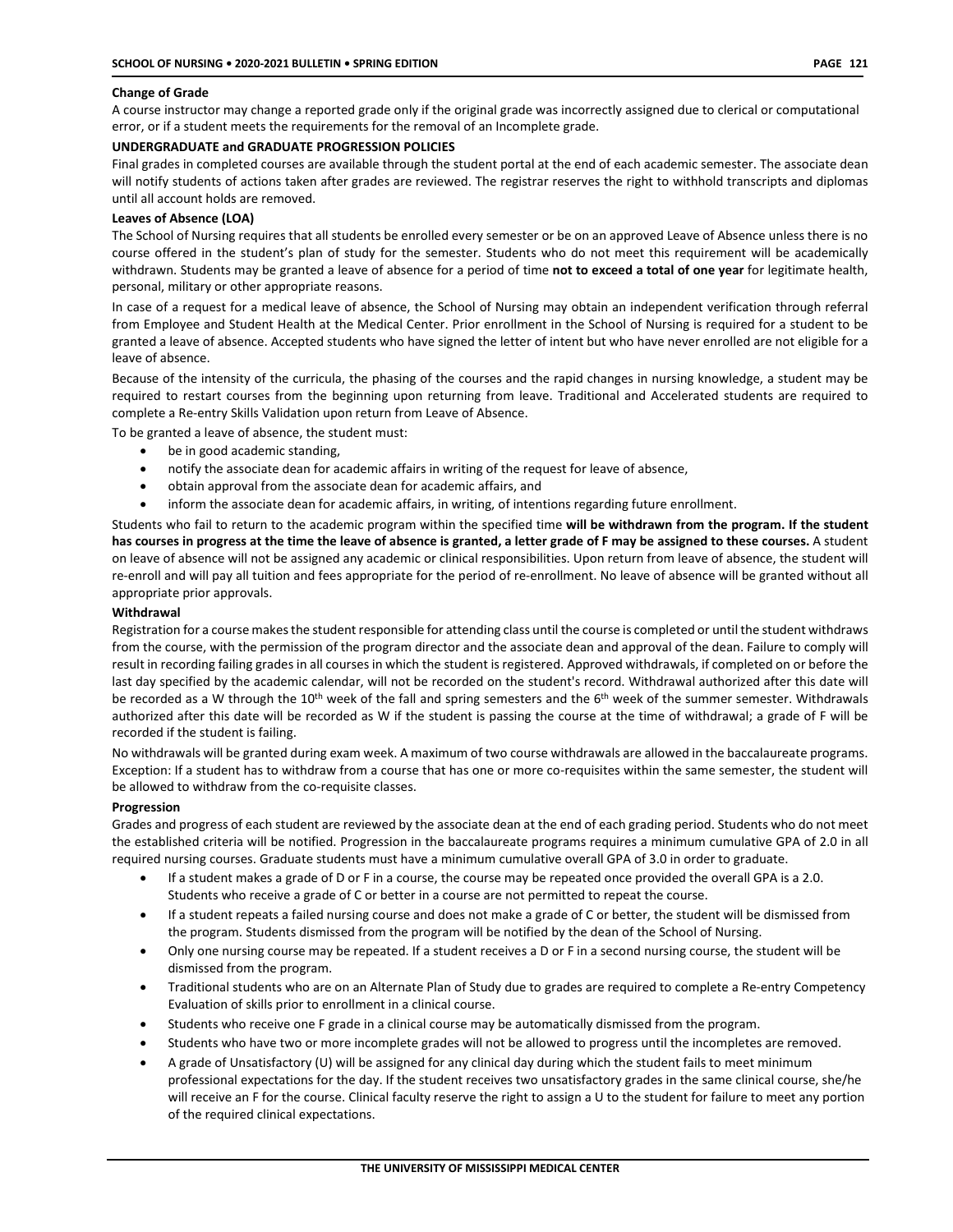**Change of Grade**

A course instructor may change a reported grade only if the original grade was incorrectly assigned due to clerical or computational error, or if a student meets the requirements for the removal of an Incomplete grade.

**UNDERGRADUATE and GRADUATE PROGRESSION POLICIES**

Final grades in completed courses are available through the student portal at the end of each academic semester. The associate dean will notify students of actions taken after grades are reviewed. The registrar reserves the right to withhold transcripts and diplomas until all account holds are removed.

**Leaves of Absence (LOA)**

The School of Nursing requires that all students be enrolled every semester or be on an approved Leave of Absence unless there is no course offered in the student's plan of study for the semester. Students who do not meet this requirement will be academically withdrawn. Students may be granted a leave of absence for a period of time **not to exceed a total of one year** for legitimate health, personal, military or other appropriate reasons.

In case of a request for a medical leave of absence, the School of Nursing may obtain an independent verification through referral from Employee and Student Health at the Medical Center. Prior enrollment in the School of Nursing is required for a student to be granted a leave of absence. Accepted students who have signed the letter of intent but who have never enrolled are not eligible for a leave of absence.

Because of the intensity of the curricula, the phasing of the courses and the rapid changes in nursing knowledge, a student may be required to restart courses from the beginning upon returning from leave. Traditional and Accelerated students are required to complete a Re-entry Skills Validation upon return from Leave of Absence.

To be granted a leave of absence, the student must:

- be in good academic standing,
- notify the associate dean for academic affairs in writing of the request for leave of absence,
- obtain approval from the associate dean for academic affairs, and
- inform the associate dean for academic affairs, in writing, of intentions regarding future enrollment.

Students who fail to return to the academic program within the specified time **will be withdrawn from the program. If the student has courses in progress at the time the leave of absence is granted, a letter grade of F may be assigned to these courses.** A student on leave of absence will not be assigned any academic or clinical responsibilities. Upon return from leave of absence, the student will re-enroll and will pay all tuition and fees appropriate for the period of re-enrollment. No leave of absence will be granted without all appropriate prior approvals.

**Withdrawal**

Registration for a course makes the student responsible for attending class until the course is completed or until the student withdraws from the course, with the permission of the program director and the associate dean and approval of the dean. Failure to comply will result in recording failing grades in all courses in which the student is registered. Approved withdrawals, if completed on or before the last day specified by the academic calendar, will not be recorded on the student's record. Withdrawal authorized after this date will be recorded as a W through the 10th week of the fall and spring semesters and the 6th week of the summer semester. Withdrawals authorized after this date will be recorded as W if the student is passing the course at the time of withdrawal; a grade of F will be recorded if the student is failing.

No withdrawals will be granted during exam week. A maximum of two course withdrawals are allowed in the baccalaureate programs. Exception: If a student has to withdraw from a course that has one or more co-requisites within the same semester, the student will be allowed to withdraw from the co-requisite classes.

**Progression**

Grades and progress of each student are reviewed by the associate dean at the end of each grading period. Students who do not meet the established criteria will be notified. Progression in the baccalaureate programs requires a minimum cumulative GPA of 2.0 in all required nursing courses. Graduate students must have a minimum cumulative overall GPA of 3.0 in order to graduate.

- If a student makes a grade of D or F in a course, the course may be repeated once provided the overall GPA is a 2.0. Students who receive a grade of C or better in a course are not permitted to repeat the course.
- If a student repeats a failed nursing course and does not make a grade of C or better, the student will be dismissed from the program. Students dismissed from the program will be notified by the dean of the School of Nursing.
- Only one nursing course may be repeated. If a student receives a D or F in a second nursing course, the student will be dismissed from the program.
- Traditional students who are on an Alternate Plan of Study due to grades are required to complete a Re-entry Competency Evaluation of skills prior to enrollment in a clinical course.
- Students who receive one F grade in a clinical course may be automatically dismissed from the program.
- Students who have two or more incomplete grades will not be allowed to progress until the incompletes are removed.
- A grade of Unsatisfactory (U) will be assigned for any clinical day during which the student fails to meet minimum professional expectations for the day. If the student receives two unsatisfactory grades in the same clinical course, she/he will receive an F for the course. Clinical faculty reserve the right to assign a U to the student for failure to meet any portion of the required clinical expectations.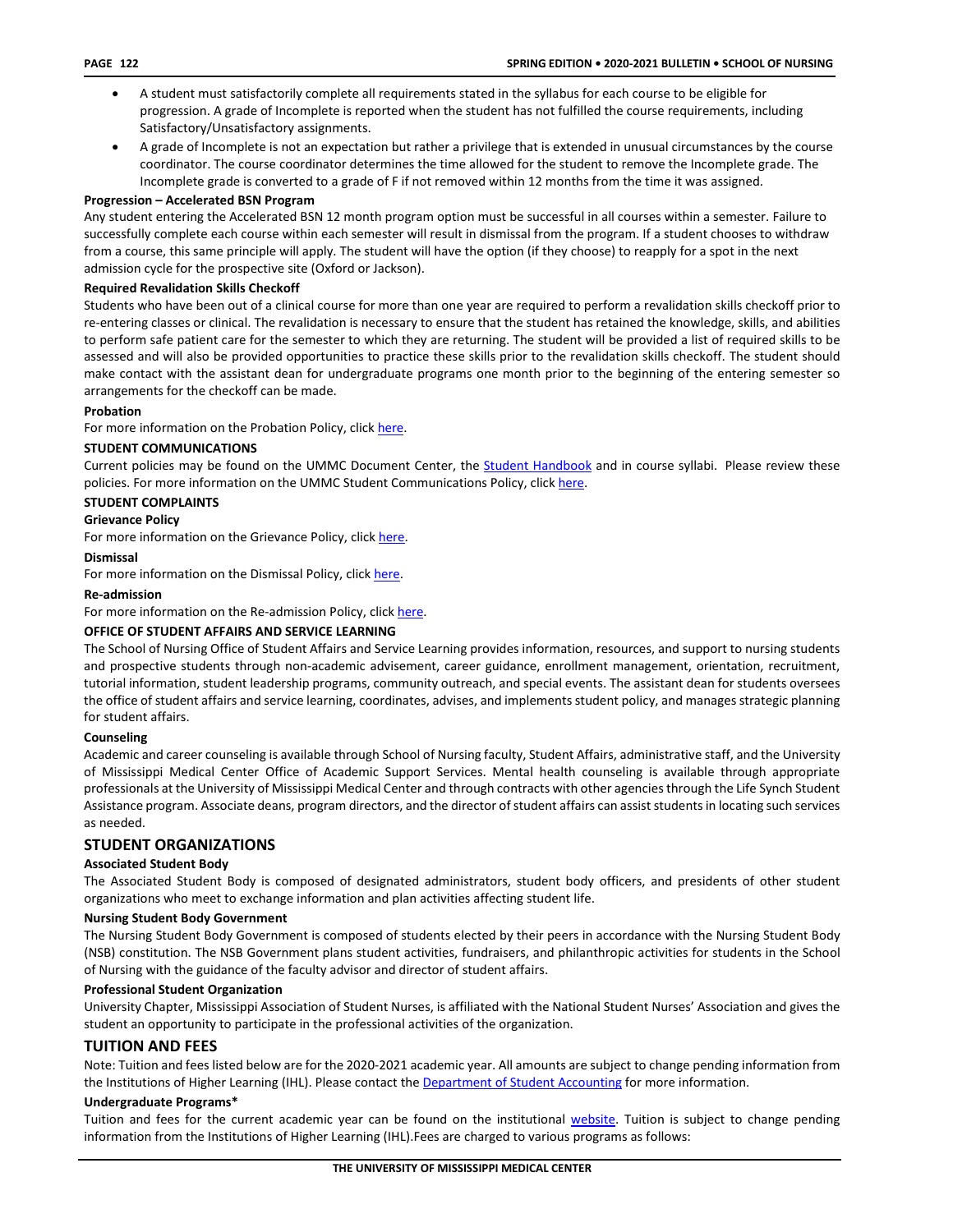- A student must satisfactorily complete all requirements stated in the syllabus for each course to be eligible for progression. A grade of Incomplete is reported when the student has not fulfilled the course requirements, including Satisfactory/Unsatisfactory assignments.
- A grade of Incomplete is not an expectation but rather a privilege that is extended in unusual circumstances by the course coordinator. The course coordinator determines the time allowed for the student to remove the Incomplete grade. The Incomplete grade is converted to a grade of F if not removed within 12 months from the time it was assigned.

**Progression – Accelerated BSN Program**

Any student entering the Accelerated BSN 12 month program option must be successful in all courses within a semester. Failure to successfully complete each course within each semester will result in dismissal from the program. If a student chooses to withdraw from a course, this same principle will apply. The student will have the option (if they choose) to reapply for a spot in the next admission cycle for the prospective site (Oxford or Jackson).

**Required Revalidation Skills Checkoff**

Students who have been out of a clinical course for more than one year are required to perform a revalidation skills checkoff prior to re-entering classes or clinical. The revalidation is necessary to ensure that the student has retained the knowledge, skills, and abilities to perform safe patient care for the semester to which they are returning. The student will be provided a list of required skills to be assessed and will also be provided opportunities to practice these skills prior to the revalidation skills checkoff. The student should make contact with the assistant dean for undergraduate programs one month prior to the beginning of the entering semester so arrangements for the checkoff can be made.

**Probation**

For more information on the Probation Policy, click here.

**STUDENT COMMUNICATIONS**

Current policies may be found on the UMMC Document Center, the Student Handbook and in course syllabi. Please review these policies. For more information on the UMMC Student Communications Policy, click here.

**STUDENT COMPLAINTS**

**Grievance Policy**

For more information on the Grievance Policy, click here.

**Dismissal**

For more information on the Dismissal Policy, click here.

**Re-admission**

For more information on the Re-admission Policy, click here.

**OFFICE OF STUDENT AFFAIRS AND SERVICE LEARNING**

The School of Nursing Office of Student Affairs and Service Learning provides information, resources, and support to nursing students and prospective students through non-academic advisement, career guidance, enrollment management, orientation, recruitment, tutorial information, student leadership programs, community outreach, and special events. The assistant dean for students oversees the office of student affairs and service learning, coordinates, advises, and implements student policy, and manages strategic planning for student affairs.

**Counseling**

Academic and career counseling is available through School of Nursing faculty, Student Affairs, administrative staff, and the University of Mississippi Medical Center Office of Academic Support Services. Mental health counseling is available through appropriate professionals at the University of Mississippi Medical Center and through contracts with other agencies through the Life Synch Student Assistance program. Associate deans, program directors, and the director of student affairs can assist students in locating such services as needed.

## STUDENT ORGANIZATIONS

**Associated Student Body**

The Associated Student Body is composed of designated administrators, student body officers, and presidents of other student organizations who meet to exchange information and plan activities affecting student life.

**Nursing Student Body Government**

The Nursing Student Body Government is composed of students elected by their peers in accordance with the Nursing Student Body (NSB) constitution. The NSB Government plans student activities, fundraisers, and philanthropic activities for students in the School of Nursing with the guidance of the faculty advisor and director of student affairs.

**Professional Student Organization**

University Chapter, Mississippi Association of Student Nurses, is affiliated with the National Student Nurses' Association and gives the student an opportunity to participate in the professional activities of the organization.

## TUITION AND FEES

Note: Tuition and fees listed below are for the 2020-2021 academic year. All amounts are subject to change pending information from the Institutions of Higher Learning (IHL). Please contact the Department of Student Accounting for more information.

**Undergraduate Programs***

Tuition and fees for the current academic year can be found on the institutional website. Tuition is subject to change pending information from the Institutions of Higher Learning (IHL).Fees are charged to various programs as follows: